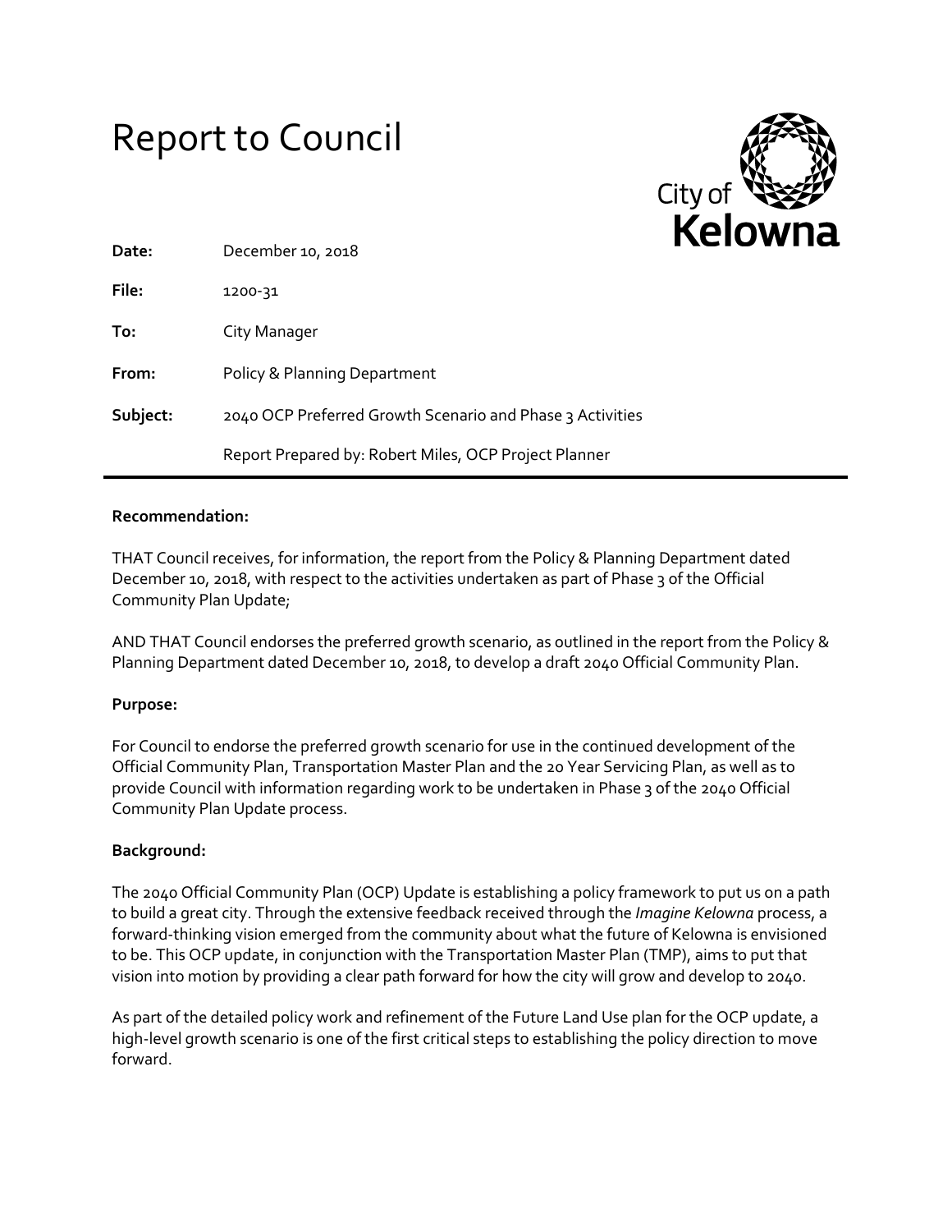# Report to Council

City of Kelowna

| | |
|---|---|
| **Date:** | December 10, 2018 |
| **File:** | 1200-31 |
| **To:** | City Manager |
| **From:** | Policy & Planning Department |
| **Subject:** | 2040 OCP Preferred Growth Scenario and Phase 3 Activities |
| | Report Prepared by: Robert Miles, OCP Project Planner |

**Recommendation:**

THAT Council receives, for information, the report from the Policy & Planning Department dated December 10, 2018, with respect to the activities undertaken as part of Phase 3 of the Official Community Plan Update;

AND THAT Council endorses the preferred growth scenario, as outlined in the report from the Policy & Planning Department dated December 10, 2018, to develop a draft 2040 Official Community Plan.

**Purpose:**

For Council to endorse the preferred growth scenario for use in the continued development of the Official Community Plan, Transportation Master Plan and the 20 Year Servicing Plan, as well as to provide Council with information regarding work to be undertaken in Phase 3 of the 2040 Official Community Plan Update process.

**Background:**

The 2040 Official Community Plan (OCP) Update is establishing a policy framework to put us on a path to build a great city. Through the extensive feedback received through the *Imagine Kelowna* process, a forward-thinking vision emerged from the community about what the future of Kelowna is envisioned to be. This OCP update, in conjunction with the Transportation Master Plan (TMP), aims to put that vision into motion by providing a clear path forward for how the city will grow and develop to 2040.

As part of the detailed policy work and refinement of the Future Land Use plan for the OCP update, a high-level growth scenario is one of the first critical steps to establishing the policy direction to move forward.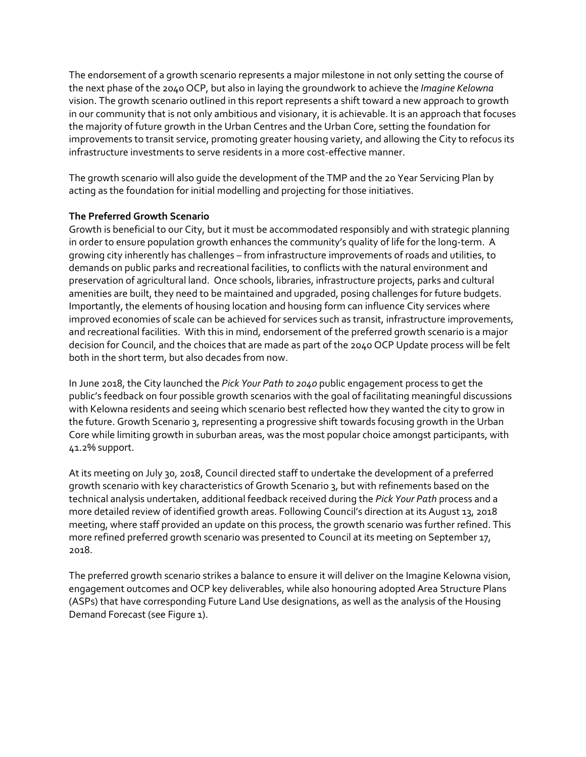The endorsement of a growth scenario represents a major milestone in not only setting the course of the next phase of the 2040 OCP, but also in laying the groundwork to achieve the *Imagine Kelowna* vision. The growth scenario outlined in this report represents a shift toward a new approach to growth in our community that is not only ambitious and visionary, it is achievable. It is an approach that focuses the majority of future growth in the Urban Centres and the Urban Core, setting the foundation for improvements to transit service, promoting greater housing variety, and allowing the City to refocus its infrastructure investments to serve residents in a more cost-effective manner.

The growth scenario will also guide the development of the TMP and the 20 Year Servicing Plan by acting as the foundation for initial modelling and projecting for those initiatives.

**The Preferred Growth Scenario**

Growth is beneficial to our City, but it must be accommodated responsibly and with strategic planning in order to ensure population growth enhances the community's quality of life for the long-term. A growing city inherently has challenges – from infrastructure improvements of roads and utilities, to demands on public parks and recreational facilities, to conflicts with the natural environment and preservation of agricultural land. Once schools, libraries, infrastructure projects, parks and cultural amenities are built, they need to be maintained and upgraded, posing challenges for future budgets. Importantly, the elements of housing location and housing form can influence City services where improved economies of scale can be achieved for services such as transit, infrastructure improvements, and recreational facilities. With this in mind, endorsement of the preferred growth scenario is a major decision for Council, and the choices that are made as part of the 2040 OCP Update process will be felt both in the short term, but also decades from now.

In June 2018, the City launched the *Pick Your Path to 2040* public engagement process to get the public's feedback on four possible growth scenarios with the goal of facilitating meaningful discussions with Kelowna residents and seeing which scenario best reflected how they wanted the city to grow in the future. Growth Scenario 3, representing a progressive shift towards focusing growth in the Urban Core while limiting growth in suburban areas, was the most popular choice amongst participants, with 41.2% support.

At its meeting on July 30, 2018, Council directed staff to undertake the development of a preferred growth scenario with key characteristics of Growth Scenario 3, but with refinements based on the technical analysis undertaken, additional feedback received during the *Pick Your Path* process and a more detailed review of identified growth areas. Following Council's direction at its August 13, 2018 meeting, where staff provided an update on this process, the growth scenario was further refined. This more refined preferred growth scenario was presented to Council at its meeting on September 17, 2018.

The preferred growth scenario strikes a balance to ensure it will deliver on the Imagine Kelowna vision, engagement outcomes and OCP key deliverables, while also honouring adopted Area Structure Plans (ASPs) that have corresponding Future Land Use designations, as well as the analysis of the Housing Demand Forecast (see Figure 1).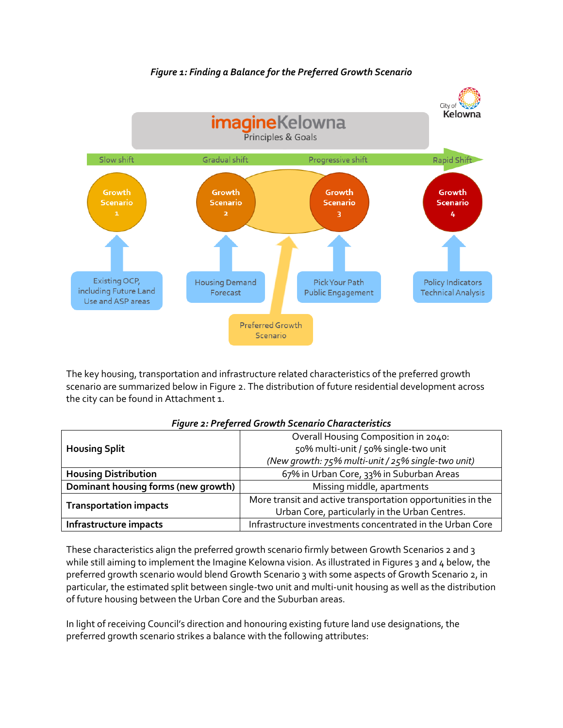*Figure 1: Finding a Balance for the Preferred Growth Scenario*

City of Kelowna

imagineKelowna
Principles & Goals

Slow shift | Gradual shift | Progressive shift | Rapid Shift

Growth Scenario 1 | Growth Scenario 2 | Growth Scenario 3 | Growth Scenario 4

Existing OCP, including Future Land Use and ASP areas | Housing Demand Forecast | Pick Your Path Public Engagement | Policy Indicators Technical Analysis

Preferred Growth Scenario

The key housing, transportation and infrastructure related characteristics of the preferred growth scenario are summarized below in Figure 2. The distribution of future residential development across the city can be found in Attachment 1.

*Figure 2: Preferred Growth Scenario Characteristics*

| | |
|---|---|
| **Housing Split** | Overall Housing Composition in 2040:<br>50% multi-unit / 50% single-two unit<br>*(New growth: 75% multi-unit / 25% single-two unit)* |
| **Housing Distribution** | 67% in Urban Core, 33% in Suburban Areas |
| **Dominant housing forms (new growth)** | Missing middle, apartments |
| **Transportation impacts** | More transit and active transportation opportunities in the Urban Core, particularly in the Urban Centres. |
| **Infrastructure impacts** | Infrastructure investments concentrated in the Urban Core |

These characteristics align the preferred growth scenario firmly between Growth Scenarios 2 and 3 while still aiming to implement the Imagine Kelowna vision. As illustrated in Figures 3 and 4 below, the preferred growth scenario would blend Growth Scenario 3 with some aspects of Growth Scenario 2, in particular, the estimated split between single-two unit and multi-unit housing as well as the distribution of future housing between the Urban Core and the Suburban areas.

In light of receiving Council's direction and honouring existing future land use designations, the preferred growth scenario strikes a balance with the following attributes: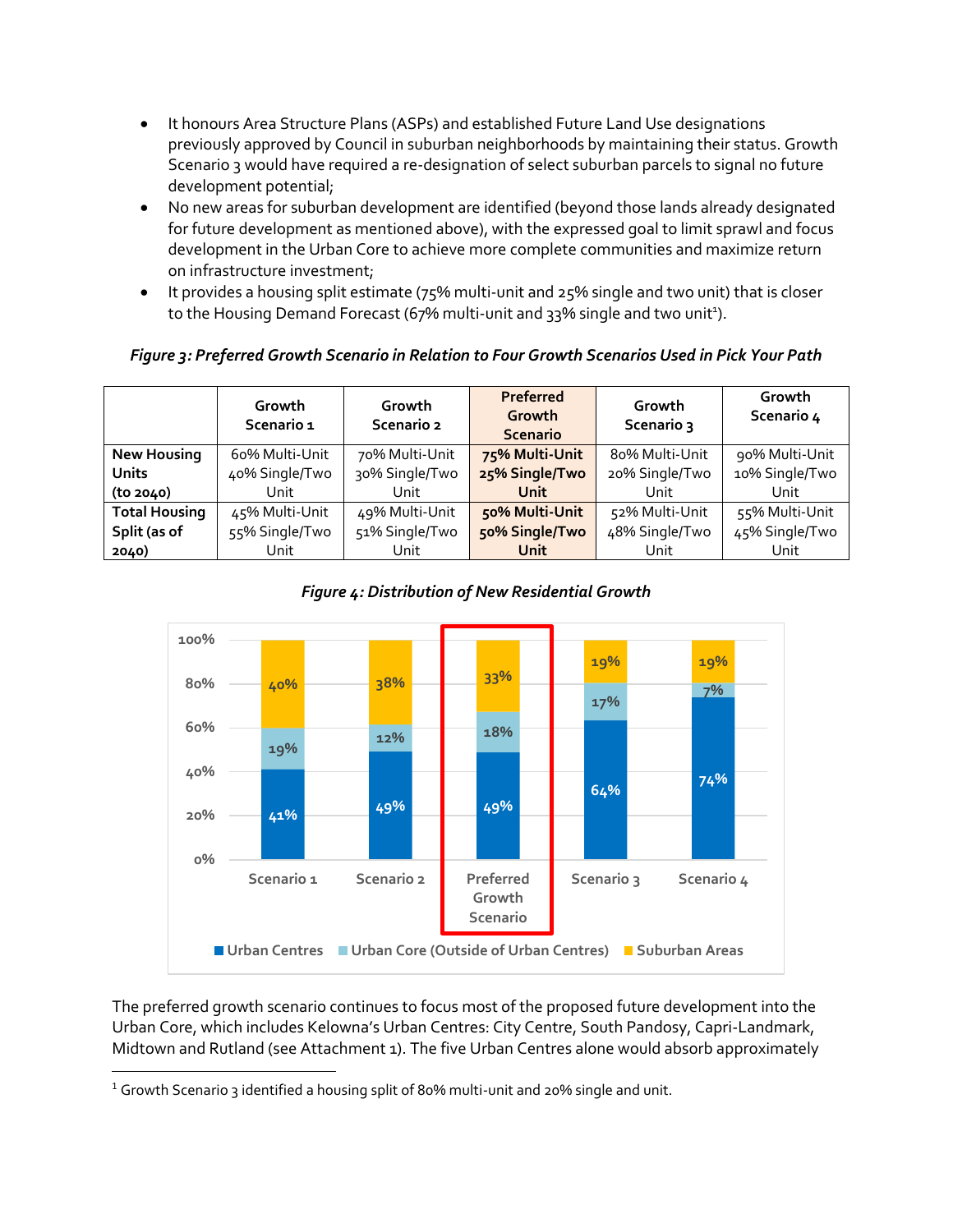- It honours Area Structure Plans (ASPs) and established Future Land Use designations previously approved by Council in suburban neighborhoods by maintaining their status. Growth Scenario 3 would have required a re-designation of select suburban parcels to signal no future development potential;
- No new areas for suburban development are identified (beyond those lands already designated for future development as mentioned above), with the expressed goal to limit sprawl and focus development in the Urban Core to achieve more complete communities and maximize return on infrastructure investment;
- It provides a housing split estimate (75% multi-unit and 25% single and two unit) that is closer to the Housing Demand Forecast (67% multi-unit and 33% single and two unit[1]).

*Figure 3: Preferred Growth Scenario in Relation to Four Growth Scenarios Used in Pick Your Path*

| | Growth Scenario 1 | Growth Scenario 2 | **Preferred Growth Scenario** | Growth Scenario 3 | Growth Scenario 4 |
|---|---|---|---|---|---|
| **New Housing Units (to 2040)** | 60% Multi-Unit 40% Single/Two Unit | 70% Multi-Unit 30% Single/Two Unit | **75% Multi-Unit 25% Single/Two Unit** | 80% Multi-Unit 20% Single/Two Unit | 90% Multi-Unit 10% Single/Two Unit |
| **Total Housing Split (as of 2040)** | 45% Multi-Unit 55% Single/Two Unit | 49% Multi-Unit 51% Single/Two Unit | **50% Multi-Unit 50% Single/Two Unit** | 52% Multi-Unit 48% Single/Two Unit | 55% Multi-Unit 45% Single/Two Unit |

*Figure 4: Distribution of New Residential Growth*

| | Scenario 1 | Scenario 2 | Preferred Growth Scenario | Scenario 3 | Scenario 4 |
|---|---|---|---|---|---|
| Urban Centres | 41% | 49% | 49% | 64% | 74% |
| Urban Core (Outside of Urban Centres) | 19% | 12% | 18% | 17% | 7% |
| Suburban Areas | 40% | 38% | 33% | 19% | 19% |

The preferred growth scenario continues to focus most of the proposed future development into the Urban Core, which includes Kelowna's Urban Centres: City Centre, South Pandosy, Capri-Landmark, Midtown and Rutland (see Attachment 1). The five Urban Centres alone would absorb approximately

[1] Growth Scenario 3 identified a housing split of 80% multi-unit and 20% single and unit.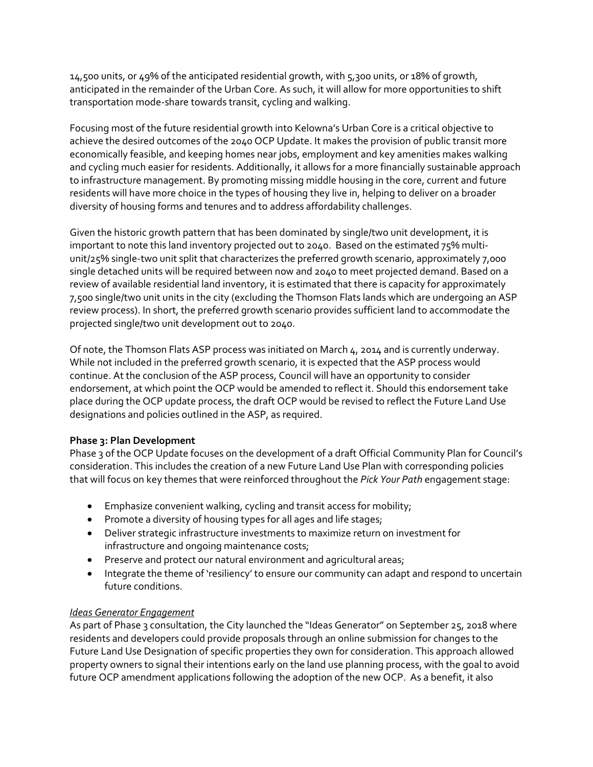14,500 units, or 49% of the anticipated residential growth, with 5,300 units, or 18% of growth, anticipated in the remainder of the Urban Core. As such, it will allow for more opportunities to shift transportation mode-share towards transit, cycling and walking.

Focusing most of the future residential growth into Kelowna's Urban Core is a critical objective to achieve the desired outcomes of the 2040 OCP Update. It makes the provision of public transit more economically feasible, and keeping homes near jobs, employment and key amenities makes walking and cycling much easier for residents. Additionally, it allows for a more financially sustainable approach to infrastructure management. By promoting missing middle housing in the core, current and future residents will have more choice in the types of housing they live in, helping to deliver on a broader diversity of housing forms and tenures and to address affordability challenges.

Given the historic growth pattern that has been dominated by single/two unit development, it is important to note this land inventory projected out to 2040. Based on the estimated 75% multi-unit/25% single-two unit split that characterizes the preferred growth scenario, approximately 7,000 single detached units will be required between now and 2040 to meet projected demand. Based on a review of available residential land inventory, it is estimated that there is capacity for approximately 7,500 single/two unit units in the city (excluding the Thomson Flats lands which are undergoing an ASP review process). In short, the preferred growth scenario provides sufficient land to accommodate the projected single/two unit development out to 2040.

Of note, the Thomson Flats ASP process was initiated on March 4, 2014 and is currently underway. While not included in the preferred growth scenario, it is expected that the ASP process would continue. At the conclusion of the ASP process, Council will have an opportunity to consider endorsement, at which point the OCP would be amended to reflect it. Should this endorsement take place during the OCP update process, the draft OCP would be revised to reflect the Future Land Use designations and policies outlined in the ASP, as required.

**Phase 3: Plan Development**

Phase 3 of the OCP Update focuses on the development of a draft Official Community Plan for Council's consideration. This includes the creation of a new Future Land Use Plan with corresponding policies that will focus on key themes that were reinforced throughout the *Pick Your Path* engagement stage:

- Emphasize convenient walking, cycling and transit access for mobility;
- Promote a diversity of housing types for all ages and life stages;
- Deliver strategic infrastructure investments to maximize return on investment for infrastructure and ongoing maintenance costs;
- Preserve and protect our natural environment and agricultural areas;
- Integrate the theme of 'resiliency' to ensure our community can adapt and respond to uncertain future conditions.

*Ideas Generator Engagement*

As part of Phase 3 consultation, the City launched the "Ideas Generator" on September 25, 2018 where residents and developers could provide proposals through an online submission for changes to the Future Land Use Designation of specific properties they own for consideration. This approach allowed property owners to signal their intentions early on the land use planning process, with the goal to avoid future OCP amendment applications following the adoption of the new OCP. As a benefit, it also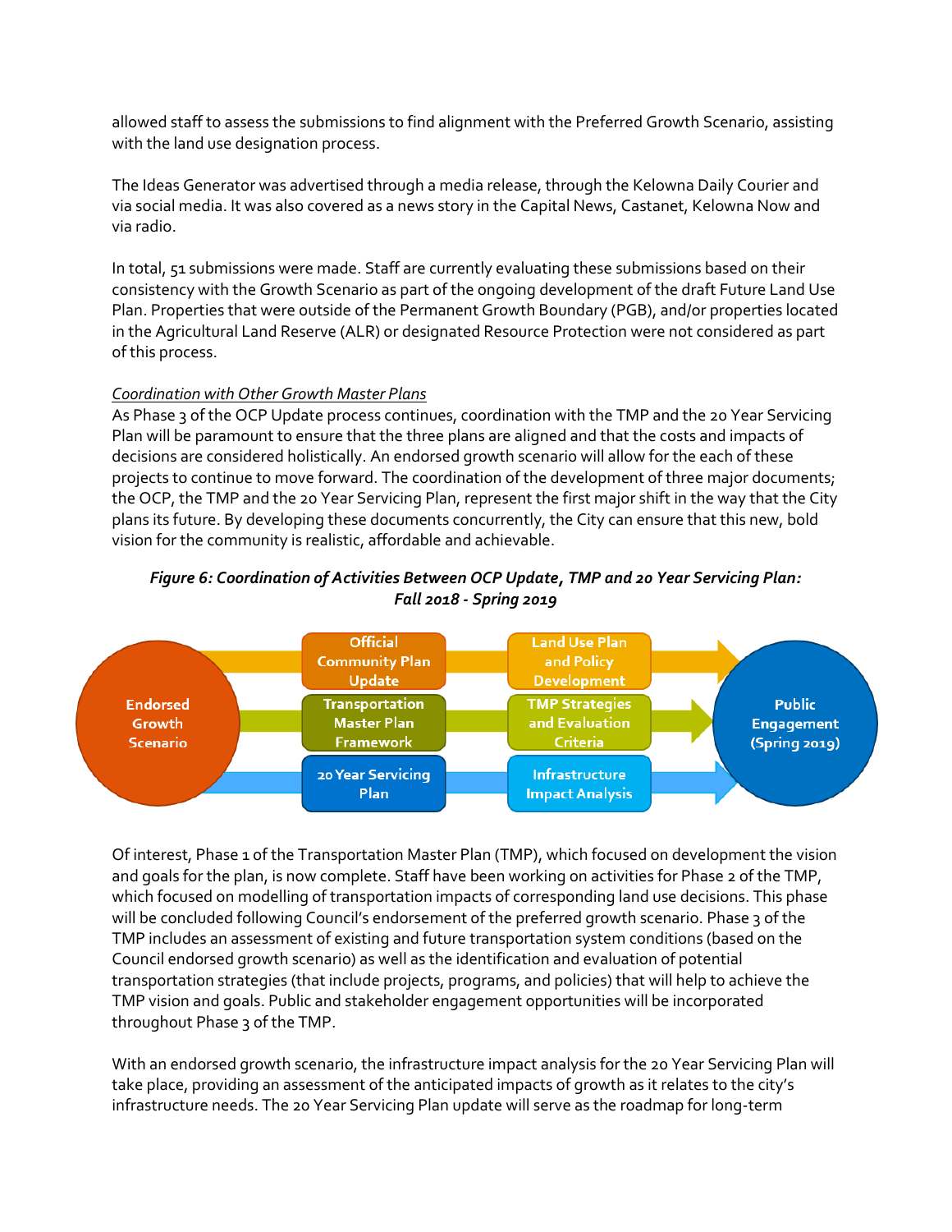allowed staff to assess the submissions to find alignment with the Preferred Growth Scenario, assisting with the land use designation process.

The Ideas Generator was advertised through a media release, through the Kelowna Daily Courier and via social media. It was also covered as a news story in the Capital News, Castanet, Kelowna Now and via radio.

In total, 51 submissions were made. Staff are currently evaluating these submissions based on their consistency with the Growth Scenario as part of the ongoing development of the draft Future Land Use Plan. Properties that were outside of the Permanent Growth Boundary (PGB), and/or properties located in the Agricultural Land Reserve (ALR) or designated Resource Protection were not considered as part of this process.

*Coordination with Other Growth Master Plans*

As Phase 3 of the OCP Update process continues, coordination with the TMP and the 20 Year Servicing Plan will be paramount to ensure that the three plans are aligned and that the costs and impacts of decisions are considered holistically. An endorsed growth scenario will allow for the each of these projects to continue to move forward. The coordination of the development of three major documents; the OCP, the TMP and the 20 Year Servicing Plan, represent the first major shift in the way that the City plans its future. By developing these documents concurrently, the City can ensure that this new, bold vision for the community is realistic, affordable and achievable.

***Figure 6: Coordination of Activities Between OCP Update, TMP and 20 Year Servicing Plan: Fall 2018 - Spring 2019***

Endorsed Growth Scenario → Official Community Plan Update → Land Use Plan and Policy Development → Public Engagement (Spring 2019)

Endorsed Growth Scenario → Transportation Master Plan Framework → TMP Strategies and Evaluation Criteria → Public Engagement (Spring 2019)

Endorsed Growth Scenario → 20 Year Servicing Plan → Infrastructure Impact Analysis → Public Engagement (Spring 2019)

Of interest, Phase 1 of the Transportation Master Plan (TMP), which focused on development the vision and goals for the plan, is now complete. Staff have been working on activities for Phase 2 of the TMP, which focused on modelling of transportation impacts of corresponding land use decisions. This phase will be concluded following Council's endorsement of the preferred growth scenario. Phase 3 of the TMP includes an assessment of existing and future transportation system conditions (based on the Council endorsed growth scenario) as well as the identification and evaluation of potential transportation strategies (that include projects, programs, and policies) that will help to achieve the TMP vision and goals. Public and stakeholder engagement opportunities will be incorporated throughout Phase 3 of the TMP.

With an endorsed growth scenario, the infrastructure impact analysis for the 20 Year Servicing Plan will take place, providing an assessment of the anticipated impacts of growth as it relates to the city's infrastructure needs. The 20 Year Servicing Plan update will serve as the roadmap for long-term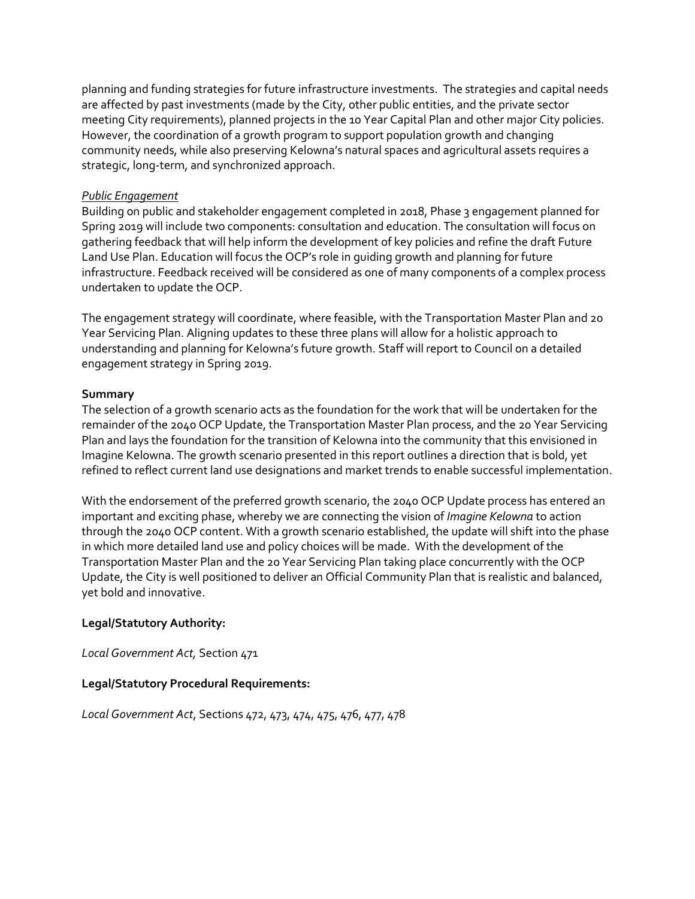planning and funding strategies for future infrastructure investments. The strategies and capital needs are affected by past investments (made by the City, other public entities, and the private sector meeting City requirements), planned projects in the 10 Year Capital Plan and other major City policies. However, the coordination of a growth program to support population growth and changing community needs, while also preserving Kelowna's natural spaces and agricultural assets requires a strategic, long-term, and synchronized approach.

*Public Engagement*

Building on public and stakeholder engagement completed in 2018, Phase 3 engagement planned for Spring 2019 will include two components: consultation and education. The consultation will focus on gathering feedback that will help inform the development of key policies and refine the draft Future Land Use Plan. Education will focus the OCP's role in guiding growth and planning for future infrastructure. Feedback received will be considered as one of many components of a complex process undertaken to update the OCP.

The engagement strategy will coordinate, where feasible, with the Transportation Master Plan and 20 Year Servicing Plan. Aligning updates to these three plans will allow for a holistic approach to understanding and planning for Kelowna's future growth. Staff will report to Council on a detailed engagement strategy in Spring 2019.

**Summary**

The selection of a growth scenario acts as the foundation for the work that will be undertaken for the remainder of the 2040 OCP Update, the Transportation Master Plan process, and the 20 Year Servicing Plan and lays the foundation for the transition of Kelowna into the community that this envisioned in Imagine Kelowna. The growth scenario presented in this report outlines a direction that is bold, yet refined to reflect current land use designations and market trends to enable successful implementation.

With the endorsement of the preferred growth scenario, the 2040 OCP Update process has entered an important and exciting phase, whereby we are connecting the vision of *Imagine Kelowna* to action through the 2040 OCP content. With a growth scenario established, the update will shift into the phase in which more detailed land use and policy choices will be made. With the development of the Transportation Master Plan and the 20 Year Servicing Plan taking place concurrently with the OCP Update, the City is well positioned to deliver an Official Community Plan that is realistic and balanced, yet bold and innovative.

**Legal/Statutory Authority:**

*Local Government Act,* Section 471

**Legal/Statutory Procedural Requirements:**

*Local Government Act*, Sections 472, 473, 474, 475, 476, 477, 478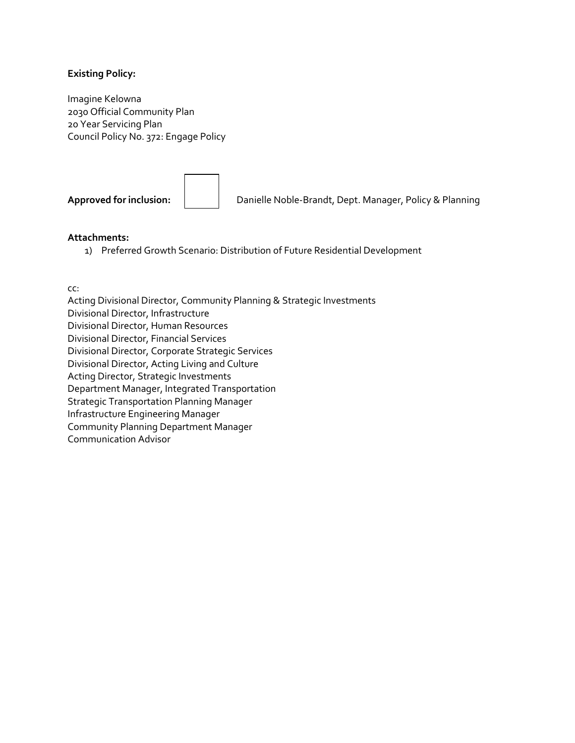**Existing Policy:**

Imagine Kelowna
2030 Official Community Plan
20 Year Servicing Plan
Council Policy No. 372: Engage Policy

**Approved for inclusion:** Danielle Noble-Brandt, Dept. Manager, Policy & Planning

**Attachments:**

1) Preferred Growth Scenario: Distribution of Future Residential Development

cc:
Acting Divisional Director, Community Planning & Strategic Investments
Divisional Director, Infrastructure
Divisional Director, Human Resources
Divisional Director, Financial Services
Divisional Director, Corporate Strategic Services
Divisional Director, Acting Living and Culture
Acting Director, Strategic Investments
Department Manager, Integrated Transportation
Strategic Transportation Planning Manager
Infrastructure Engineering Manager
Community Planning Department Manager
Communication Advisor